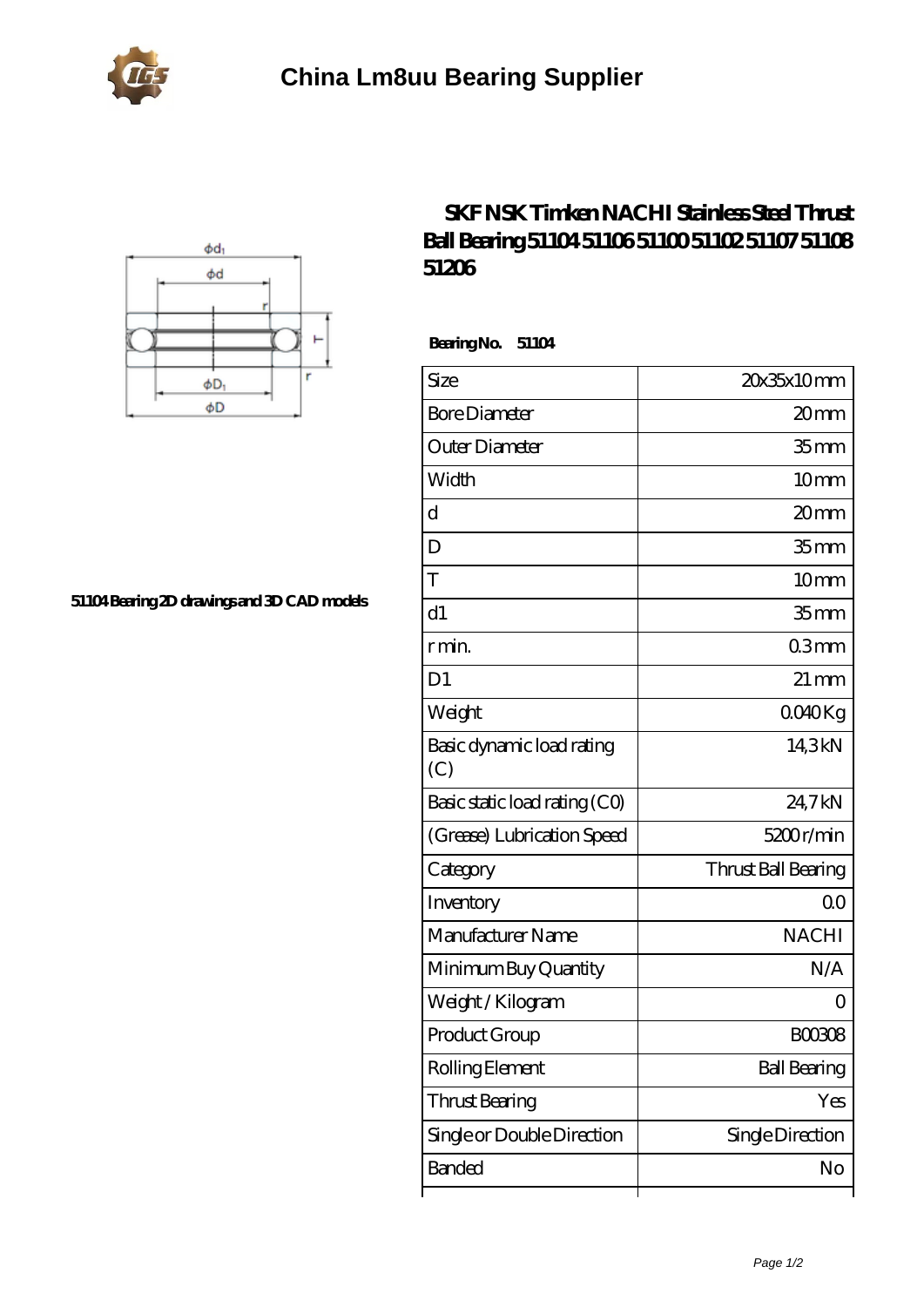# China Lm8uu Bearing Supplier

## SKF NSK Timken NACHI Stainless Steel Thrust Ball Bearing 51104 51106 51100 51102 51107 51108 51206

51104 Bearing 2D drawings and 3D CAD models

**Bearing No. 51104**

| Size | 20x35x10 mm |
|---|---|
| Bore Diameter | 20 mm |
| Outer Diameter | 35 mm |
| Width | 10 mm |
| d | 20 mm |
| D | 35 mm |
| T | 10 mm |
| d1 | 35 mm |
| r min. | 0.3 mm |
| D1 | 21 mm |
| Weight | 0.040 Kg |
| Basic dynamic load rating (C) | 14,3 kN |
| Basic static load rating (C0) | 24,7 kN |
| (Grease) Lubrication Speed | 5200 r/min |
| Category | Thrust Ball Bearing |
| Inventory | 0.0 |
| Manufacturer Name | NACHI |
| Minimum Buy Quantity | N/A |
| Weight / Kilogram | 0 |
| Product Group | B00308 |
| Rolling Element | Ball Bearing |
| Thrust Bearing | Yes |
| Single or Double Direction | Single Direction |
| Banded | No |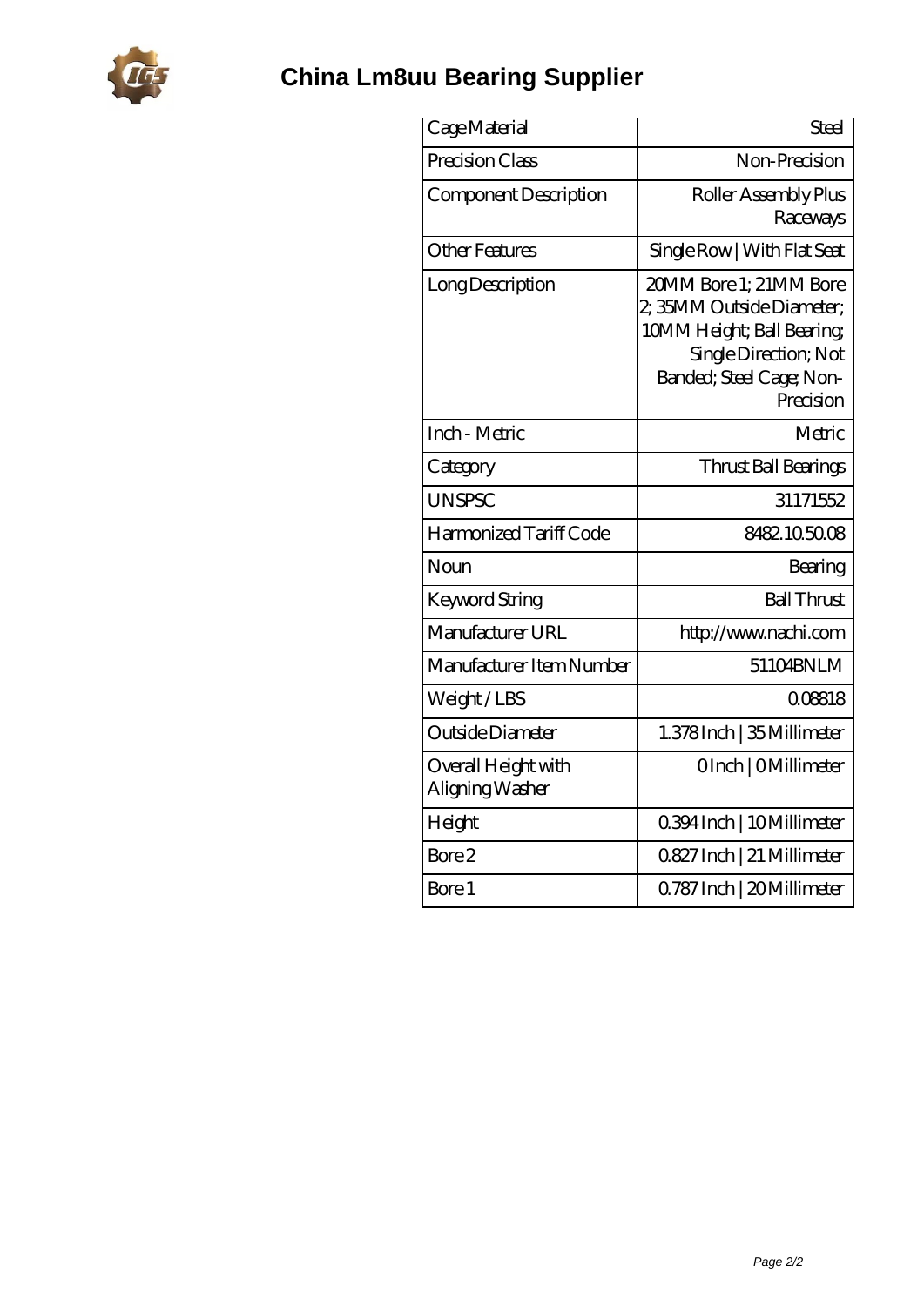# China Lm8uu Bearing Supplier

| | |
|---|---|
| Cage Material | Steel |
| Precision Class | Non-Precision |
| Component Description | Roller Assembly Plus Raceways |
| Other Features | Single Row \| With Flat Seat |
| Long Description | 20MM Bore 1; 21MM Bore 2; 35MM Outside Diameter; 10MM Height; Ball Bearing; Single Direction; Not Banded; Steel Cage; Non-Precision |
| Inch - Metric | Metric |
| Category | Thrust Ball Bearings |
| UNSPSC | 31171552 |
| Harmonized Tariff Code | 8482.10.50.08 |
| Noun | Bearing |
| Keyword String | Ball Thrust |
| Manufacturer URL | http://www.nachi.com |
| Manufacturer Item Number | 51104BNLM |
| Weight / LBS | 0.08818 |
| Outside Diameter | 1.378 Inch \| 35 Millimeter |
| Overall Height with Aligning Washer | 0 Inch \| 0 Millimeter |
| Height | 0.394 Inch \| 10 Millimeter |
| Bore 2 | 0.827 Inch \| 21 Millimeter |
| Bore 1 | 0.787 Inch \| 20 Millimeter |